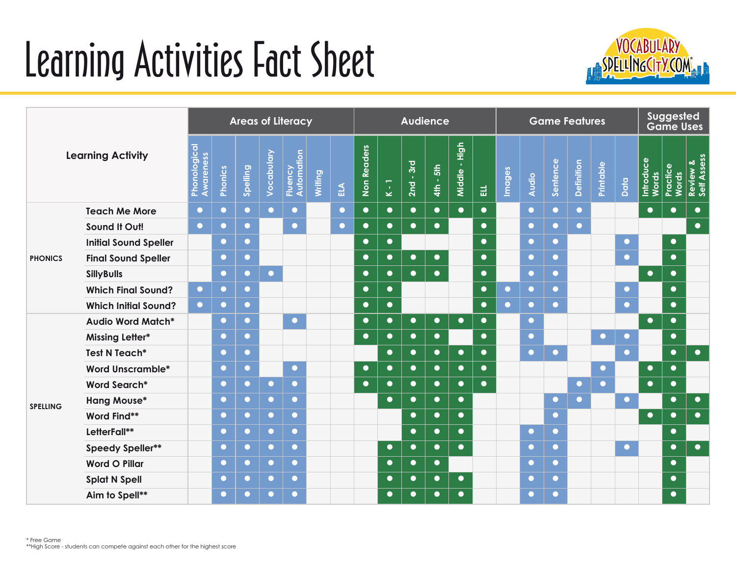# Learning Activities Fact Sheet

| | Learning Activity | Areas of Literacy | | | | | | | Audience | | | | | | Game Features | | | | | | Suggested Game Uses | | |
|---|---|---|---|---|---|---|---|---|---|---|---|---|---|---|---|---|---|---|---|---|---|---|---|
| | | Phonological Awareness | Phonics | Spelling | Vocabulary | Fluency Automation | Writing | ELA | Non Readers | K - 1 | 2nd - 3rd | 4th - 5th | Middle - High | ELL | Images | Audio | Sentence | Definition | Printable | Data | Introduce Words | Practice Words | Review & Self Assess |
| PHONICS | Teach Me More | ● | ● | ● | ● | ● | | ● | ● | ● | ● | ● | ● | ● | | ● | ● | ● | | | ● | ● | ● |
| | Sound It Out! | ● | ● | ● | | ● | | ● | ● | ● | ● | ● | | ● | | ● | ● | ● | | | | | ● |
| | Initial Sound Speller | | ● | ● | | | | | ● | ● | | | | ● | | ● | ● | | | ● | | ● | |
| | Final Sound Speller | | ● | ● | | | | | ● | ● | ● | ● | | ● | | ● | ● | | | ● | | ● | |
| | SillyBulls | | ● | ● | ● | | | | ● | ● | ● | ● | | ● | | ● | ● | | | | ● | ● | |
| | Which Final Sound? | ● | ● | ● | | | | | ● | ● | | | | ● | ● | ● | ● | | | ● | | ● | |
| | Which Initial Sound? | ● | ● | ● | | | | | ● | ● | | | | ● | ● | ● | ● | | | ● | | ● | |
| SPELLING | Audio Word Match* | | ● | ● | | ● | | | ● | ● | ● | ● | ● | ● | | ● | | | | | ● | ● | |
| | Missing Letter* | | ● | ● | | | | | ● | ● | ● | ● | | ● | | ● | | | ● | ● | | ● | |
| | Test N Teach* | | ● | ● | | | | | | ● | ● | ● | ● | ● | | ● | ● | | | ● | | ● | ● |
| | Word Unscramble* | | ● | ● | | ● | | | ● | ● | ● | ● | ● | ● | | | | | ● | | ● | ● | |
| | Word Search* | | ● | ● | ● | ● | | | ● | ● | ● | ● | ● | ● | | | | ● | ● | | ● | ● | |
| | Hang Mouse* | | ● | ● | ● | ● | | | | ● | ● | ● | ● | | | | ● | ● | | ● | | ● | ● |
| | Word Find** | | ● | ● | ● | ● | | | | | ● | ● | ● | | | | ● | | | | ● | ● | ● |
| | LetterFall** | | ● | ● | ● | ● | | | | | ● | ● | ● | | | ● | ● | | | | | ● | |
| | Speedy Speller** | | ● | ● | ● | ● | | | | ● | ● | ● | ● | | | ● | ● | | | ● | | ● | ● |
| | Word O Pillar | | ● | ● | ● | ● | | | | ● | ● | ● | | | | ● | ● | | | | | ● | |
| | Splat N Spell | | ● | ● | ● | ● | | | | ● | ● | ● | ● | | | ● | ● | | | | | ● | |
| | Aim to Spell** | | ● | ● | ● | ● | | | | ● | ● | ● | ● | | | ● | ● | | | | | ● | |

* Free Game
**High Score - students can compete against each other for the highest score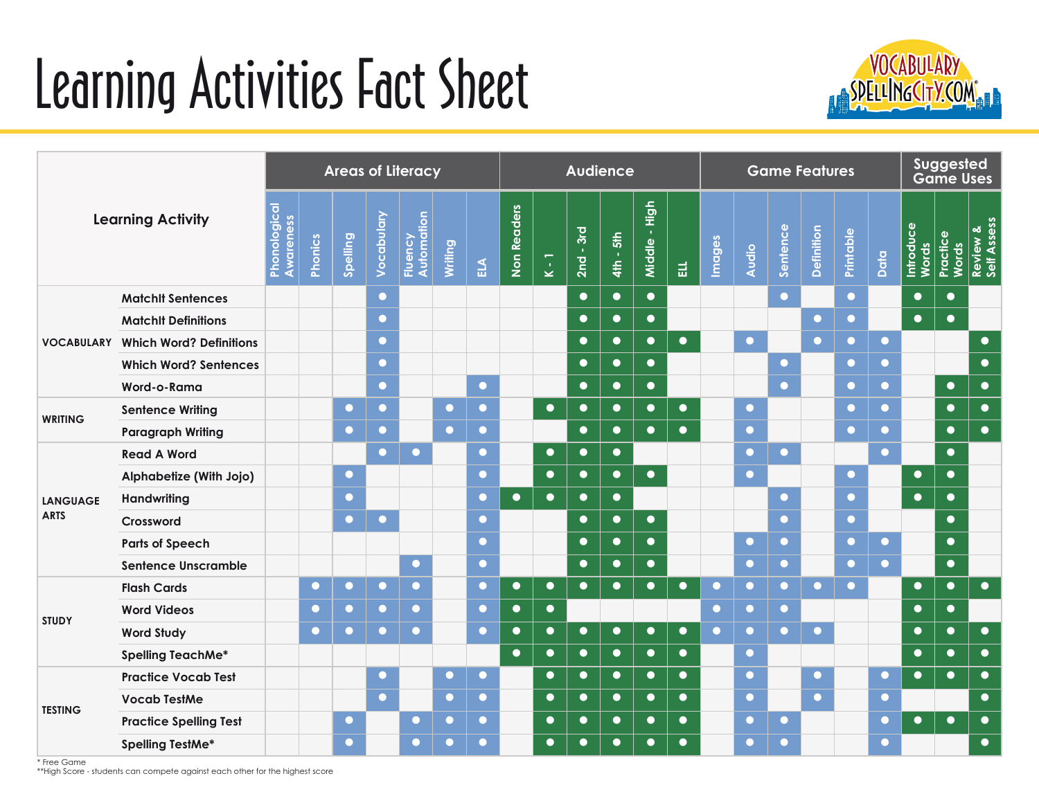# Learning Activities Fact Sheet

| | Learning Activity | Areas of Literacy | | | | | | | Audience | | | | | | Game Features | | | | | | Suggested Game Uses | | |
|---|---|---|---|---|---|---|---|---|---|---|---|---|---|---|---|---|---|---|---|---|---|---|---|
| | | Phonological Awareness | Phonics | Spelling | Vocabulary | Fluency Automation | Writing | ELA | Non Readers | K - 1 | 2nd - 3rd | 4th - 5th | Middle - High | ELL | Images | Audio | Sentence | Definition | Printable | Data | Introduce Words | Practice Words | Review & Self Assess |
| VOCABULARY | MatchIt Sentences | | | | ● | | | | | | ● | ● | ● | | | | ● | | ● | | ● | ● | |
| | MatchIt Definitions | | | | ● | | | | | | ● | ● | ● | | | | | ● | ● | | ● | ● | |
| | Which Word? Definitions | | | | ● | | | | | | ● | ● | ● | ● | | ● | | ● | ● | ● | | | ● |
| | Which Word? Sentences | | | | ● | | | | | | ● | ● | ● | | | | ● | | ● | ● | | | ● |
| | Word-o-Rama | | | | ● | | | ● | | | ● | ● | ● | | | | ● | | ● | ● | | ● | ● |
| WRITING | Sentence Writing | | | ● | ● | | ● | ● | | ● | ● | ● | ● | ● | | ● | | | ● | ● | | ● | ● |
| | Paragraph Writing | | | ● | ● | | ● | ● | | | ● | ● | ● | ● | | ● | | | ● | ● | | ● | ● |
| LANGUAGE ARTS | Read A Word | | | | ● | ● | | ● | | ● | ● | ● | | | | ● | ● | | | ● | | ● | |
| | Alphabetize (With Jojo) | | | ● | | | | ● | | ● | ● | ● | ● | | | ● | | | ● | | ● | ● | |
| | Handwriting | | | ● | | | | ● | ● | ● | ● | ● | | | | | ● | | ● | | ● | ● | |
| | Crossword | | | ● | ● | | | ● | | | ● | ● | ● | | | | ● | | ● | | | ● | |
| | Parts of Speech | | | | | | | ● | | | ● | ● | ● | | | ● | ● | | ● | ● | | ● | |
| | Sentence Unscramble | | | | | ● | | ● | | | ● | ● | ● | | | ● | ● | | ● | ● | | ● | |
| STUDY | Flash Cards | | ● | ● | ● | ● | | ● | ● | ● | ● | ● | ● | ● | ● | ● | ● | ● | ● | | ● | ● | ● |
| | Word Videos | | ● | ● | ● | ● | | ● | ● | ● | | | | | ● | ● | ● | | | | ● | ● | |
| | Word Study | | ● | ● | ● | ● | | ● | ● | ● | ● | ● | ● | ● | ● | ● | ● | ● | | | ● | ● | ● |
| | Spelling TeachMe* | | | | | | | | ● | ● | ● | ● | ● | ● | | ● | | | | | ● | ● | ● |
| TESTING | Practice Vocab Test | | | | ● | | ● | ● | | ● | ● | ● | ● | ● | | ● | | ● | | ● | ● | ● | ● |
| | Vocab TestMe | | | | ● | | ● | ● | | ● | ● | ● | ● | ● | | ● | | ● | | ● | | | ● |
| | Practice Spelling Test | | | ● | | ● | ● | ● | | ● | ● | ● | ● | ● | | ● | ● | | | ● | ● | ● | ● |
| | Spelling TestMe* | | | ● | | ● | ● | ● | | ● | ● | ● | ● | ● | | ● | ● | | | ● | | | ● |

* Free Game
**High Score - students can compete against each other for the highest score